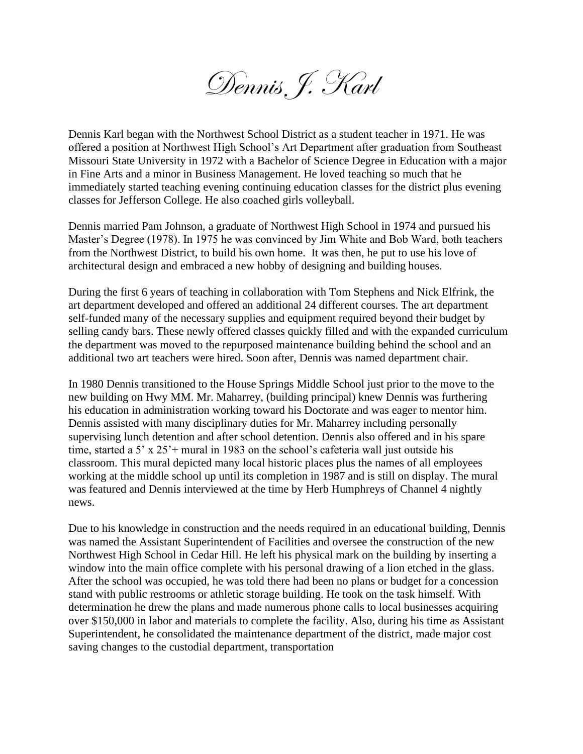# Dennis J. Karl

Dennis Karl began with the Northwest School District as a student teacher in 1971. He was offered a position at Northwest High School's Art Department after graduation from Southeast Missouri State University in 1972 with a Bachelor of Science Degree in Education with a major in Fine Arts and a minor in Business Management. He loved teaching so much that he immediately started teaching evening continuing education classes for the district plus evening classes for Jefferson College. He also coached girls volleyball.

Dennis married Pam Johnson, a graduate of Northwest High School in 1974 and pursued his Master's Degree (1978). In 1975 he was convinced by Jim White and Bob Ward, both teachers from the Northwest District, to build his own home. It was then, he put to use his love of architectural design and embraced a new hobby of designing and building houses.

During the first 6 years of teaching in collaboration with Tom Stephens and Nick Elfrink, the art department developed and offered an additional 24 different courses. The art department self-funded many of the necessary supplies and equipment required beyond their budget by selling candy bars. These newly offered classes quickly filled and with the expanded curriculum the department was moved to the repurposed maintenance building behind the school and an additional two art teachers were hired. Soon after, Dennis was named department chair.

In 1980 Dennis transitioned to the House Springs Middle School just prior to the move to the new building on Hwy MM. Mr. Maharrey, (building principal) knew Dennis was furthering his education in administration working toward his Doctorate and was eager to mentor him. Dennis assisted with many disciplinary duties for Mr. Maharrey including personally supervising lunch detention and after school detention. Dennis also offered and in his spare time, started a 5' x 25'+ mural in 1983 on the school's cafeteria wall just outside his classroom. This mural depicted many local historic places plus the names of all employees working at the middle school up until its completion in 1987 and is still on display. The mural was featured and Dennis interviewed at the time by Herb Humphreys of Channel 4 nightly news.

Due to his knowledge in construction and the needs required in an educational building, Dennis was named the Assistant Superintendent of Facilities and oversee the construction of the new Northwest High School in Cedar Hill. He left his physical mark on the building by inserting a window into the main office complete with his personal drawing of a lion etched in the glass. After the school was occupied, he was told there had been no plans or budget for a concession stand with public restrooms or athletic storage building. He took on the task himself. With determination he drew the plans and made numerous phone calls to local businesses acquiring over $150,000 in labor and materials to complete the facility. Also, during his time as Assistant Superintendent, he consolidated the maintenance department of the district, made major cost saving changes to the custodial department, transportation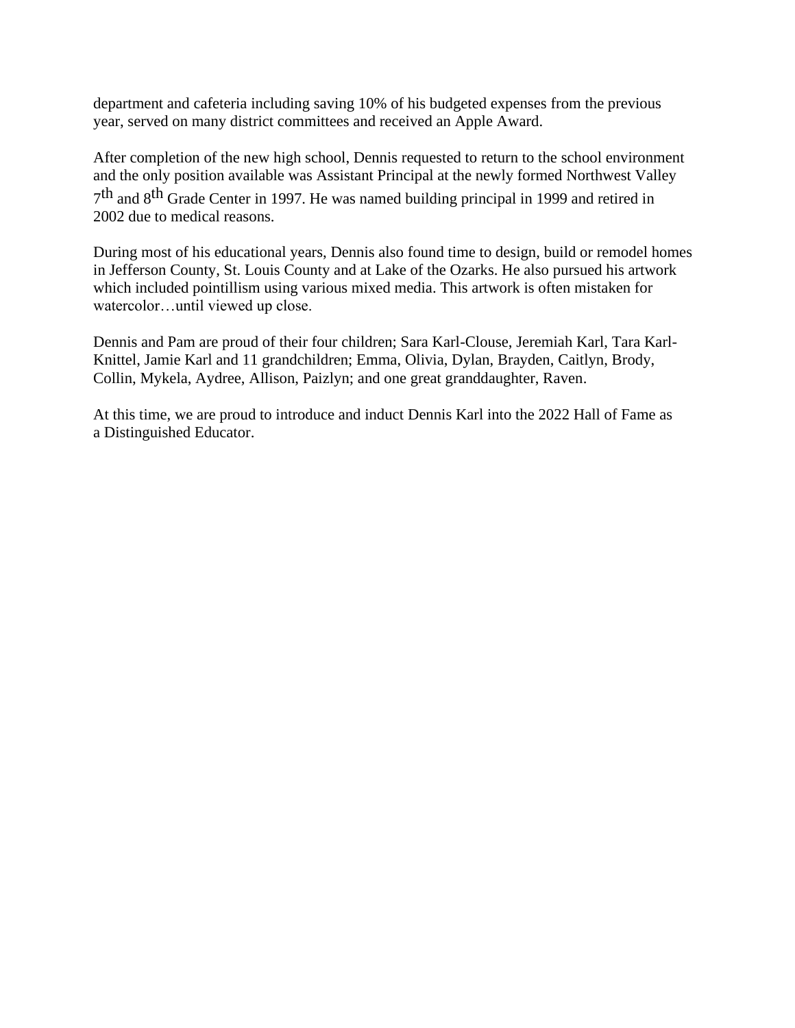department and cafeteria including saving 10% of his budgeted expenses from the previous year, served on many district committees and received an Apple Award.

After completion of the new high school, Dennis requested to return to the school environment and the only position available was Assistant Principal at the newly formed Northwest Valley 7th and 8th Grade Center in 1997. He was named building principal in 1999 and retired in 2002 due to medical reasons.

During most of his educational years, Dennis also found time to design, build or remodel homes in Jefferson County, St. Louis County and at Lake of the Ozarks. He also pursued his artwork which included pointillism using various mixed media. This artwork is often mistaken for watercolor…until viewed up close.

Dennis and Pam are proud of their four children; Sara Karl-Clouse, Jeremiah Karl, Tara Karl-Knittel, Jamie Karl and 11 grandchildren; Emma, Olivia, Dylan, Brayden, Caitlyn, Brody, Collin, Mykela, Aydree, Allison, Paizlyn; and one great granddaughter, Raven.

At this time, we are proud to introduce and induct Dennis Karl into the 2022 Hall of Fame as a Distinguished Educator.